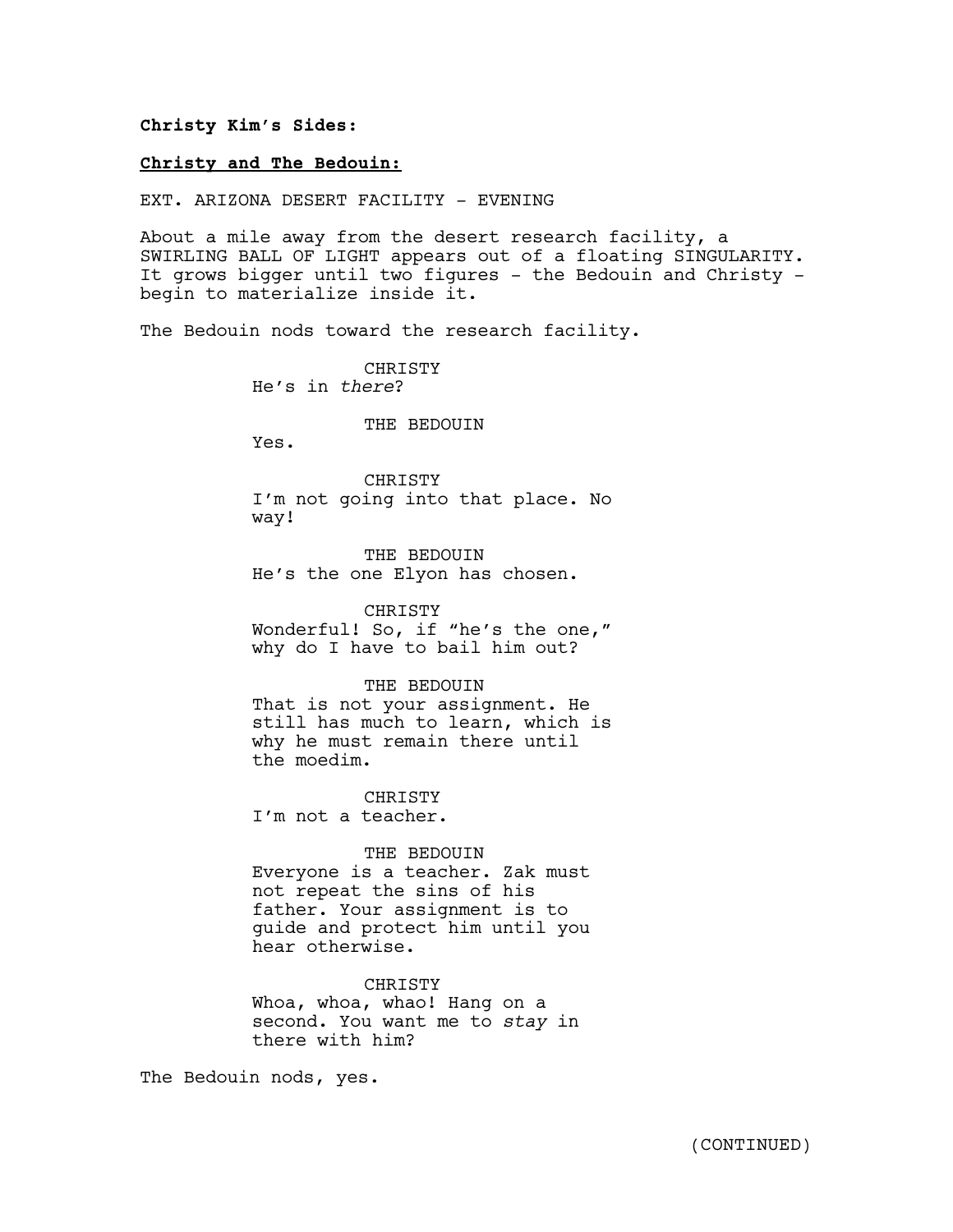**Christy Kim's Sides:**

**Christy and The Bedouin:**

EXT. ARIZONA DESERT FACILITY - EVENING

About a mile away from the desert research facility, a SWIRLING BALL OF LIGHT appears out of a floating SINGULARITY. It grows bigger until two figures - the Bedouin and Christy - begin to materialize inside it.

The Bedouin nods toward the research facility.

CHRISTY
He's in *there*?

THE BEDOUIN
Yes.

CHRISTY
I'm not going into that place. No way!

THE BEDOUIN
He's the one Elyon has chosen.

CHRISTY
Wonderful! So, if "he's the one," why do I have to bail him out?

THE BEDOUIN
That is not your assignment. He still has much to learn, which is why he must remain there until the moedim.

CHRISTY
I'm not a teacher.

THE BEDOUIN
Everyone is a teacher. Zak must not repeat the sins of his father. Your assignment is to guide and protect him until you hear otherwise.

CHRISTY
Whoa, whoa, whao! Hang on a second. You want me to *stay* in there with him?

The Bedouin nods, yes.

(CONTINUED)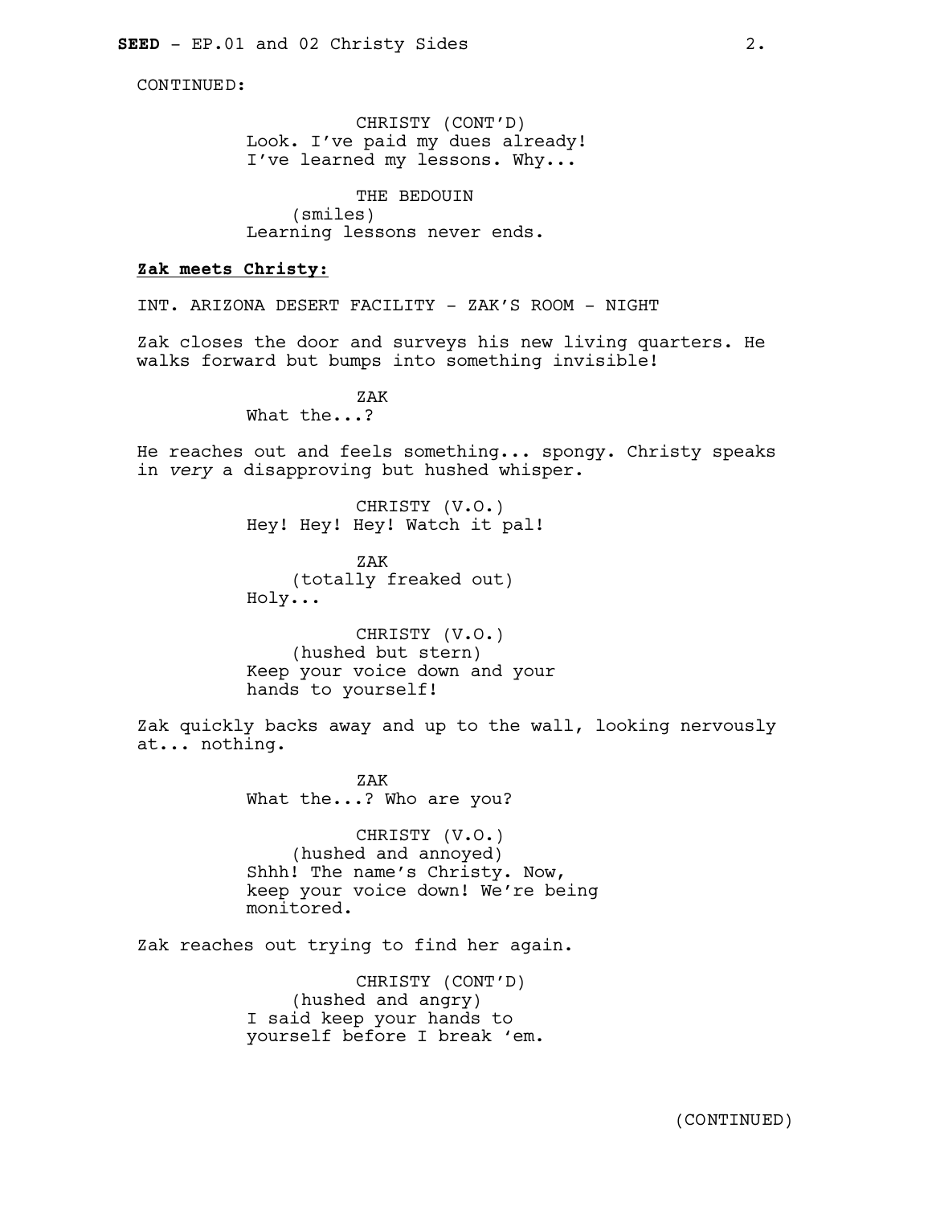CONTINUED:

CHRISTY (CONT'D)
Look. I've paid my dues already! I've learned my lessons. Why...

THE BEDOUIN
(smiles)
Learning lessons never ends.

**Zak meets Christy:**

INT. ARIZONA DESERT FACILITY - ZAK'S ROOM - NIGHT

Zak closes the door and surveys his new living quarters. He walks forward but bumps into something invisible!

ZAK
What the...?

He reaches out and feels something... spongy. Christy speaks in *very* a disapproving but hushed whisper.

CHRISTY (V.O.)
Hey! Hey! Hey! Watch it pal!

ZAK
(totally freaked out)
Holy...

CHRISTY (V.O.)
(hushed but stern)
Keep your voice down and your hands to yourself!

Zak quickly backs away and up to the wall, looking nervously at... nothing.

ZAK
What the...? Who are you?

CHRISTY (V.O.)
(hushed and annoyed)
Shhh! The name's Christy. Now, keep your voice down! We're being monitored.

Zak reaches out trying to find her again.

CHRISTY (CONT'D)
(hushed and angry)
I said keep your hands to yourself before I break 'em.

(CONTINUED)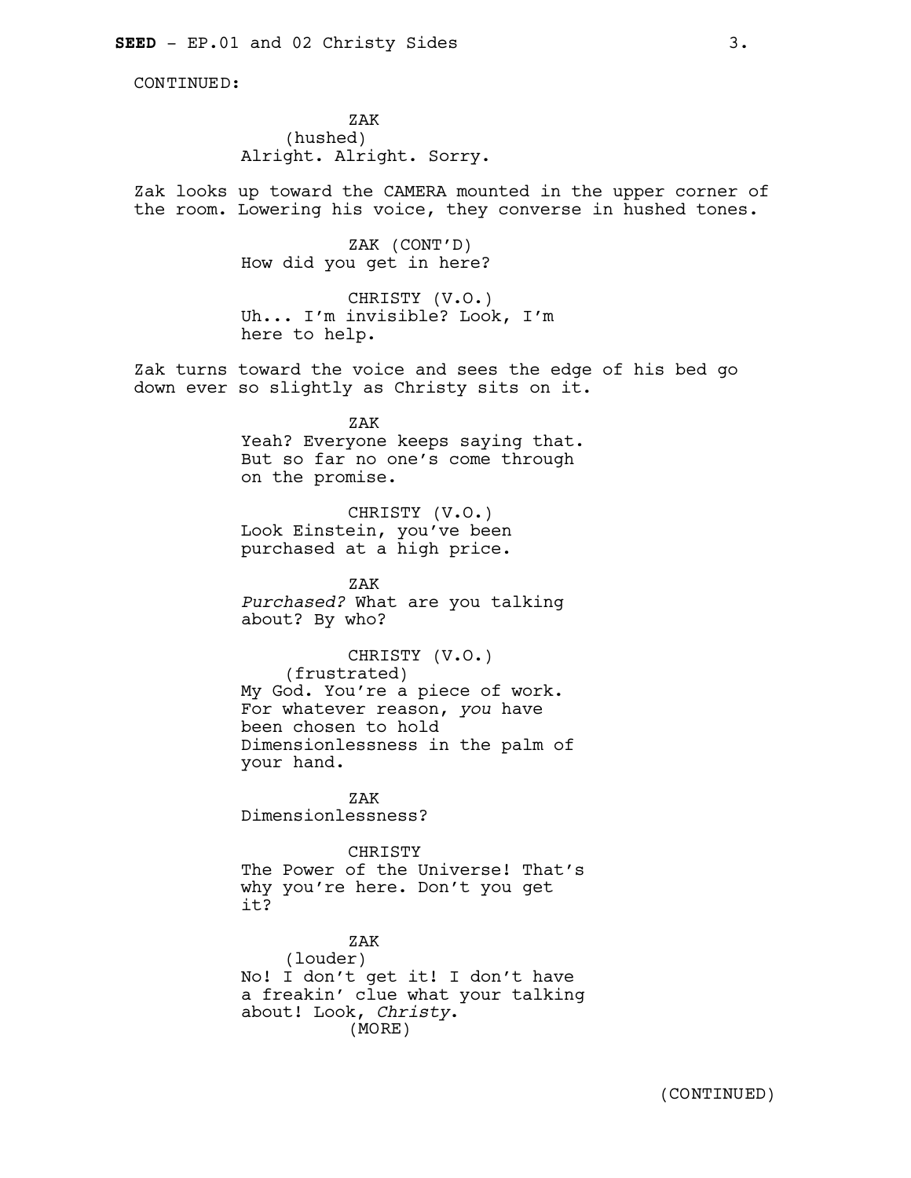CONTINUED:

ZAK
(hushed)
Alright. Alright. Sorry.

Zak looks up toward the CAMERA mounted in the upper corner of the room. Lowering his voice, they converse in hushed tones.

ZAK (CONT'D)
How did you get in here?

CHRISTY (V.O.)
Uh... I'm invisible? Look, I'm here to help.

Zak turns toward the voice and sees the edge of his bed go down ever so slightly as Christy sits on it.

ZAK
Yeah? Everyone keeps saying that. But so far no one's come through on the promise.

CHRISTY (V.O.)
Look Einstein, you've been purchased at a high price.

ZAK
*Purchased?* What are you talking about? By who?

CHRISTY (V.O.)
(frustrated)
My God. You're a piece of work. For whatever reason, *you* have been chosen to hold Dimensionlessness in the palm of your hand.

ZAK
Dimensionlessness?

CHRISTY
The Power of the Universe! That's why you're here. Don't you get it?

ZAK
(louder)
No! I don't get it! I don't have a freakin' clue what your talking about! Look, *Christy*.
(MORE)

(CONTINUED)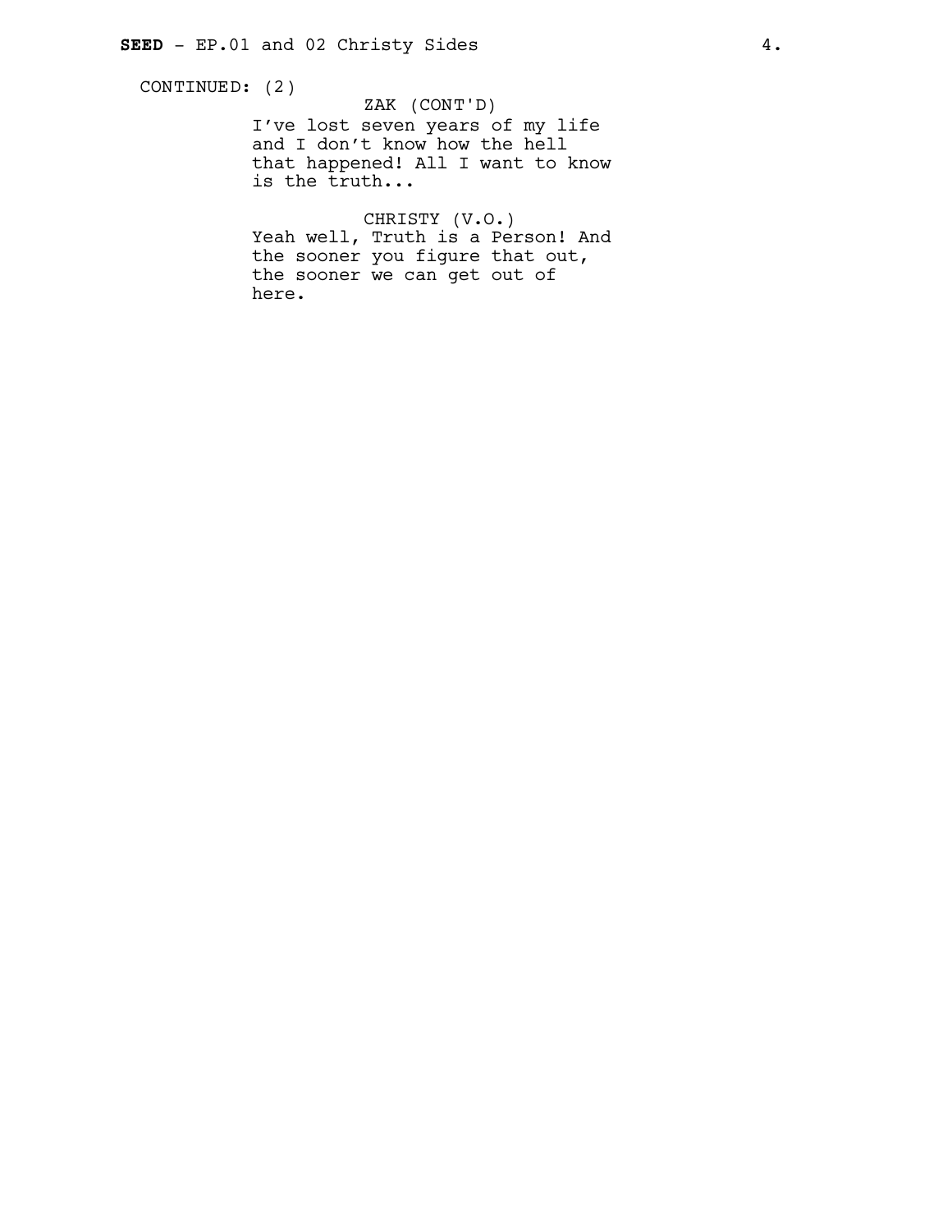CONTINUED: (2)

ZAK (CONT'D)
I've lost seven years of my life and I don't know how the hell that happened! All I want to know is the truth...

CHRISTY (V.O.)
Yeah well, Truth is a Person! And the sooner you figure that out, the sooner we can get out of here.